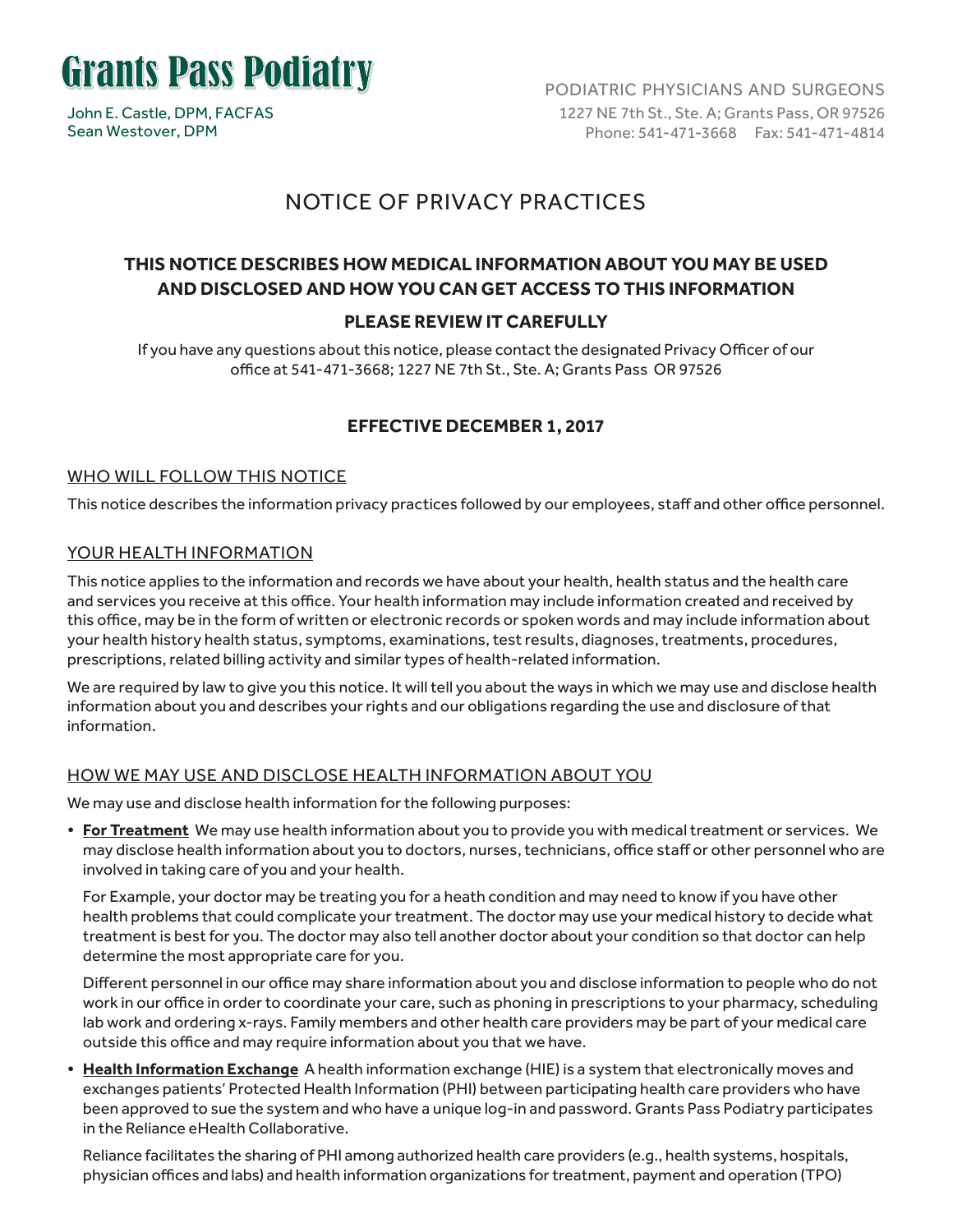# Grants Pass Podiatry

John E. Castle, DPM, FACFAS
Sean Westover, DPM

PODIATRIC PHYSICIANS AND SURGEONS
1227 NE 7th St., Ste. A; Grants Pass, OR 97526
Phone: 541-471-3668 Fax: 541-471-4814

## NOTICE OF PRIVACY PRACTICES

### THIS NOTICE DESCRIBES HOW MEDICAL INFORMATION ABOUT YOU MAY BE USED AND DISCLOSED AND HOW YOU CAN GET ACCESS TO THIS INFORMATION

### PLEASE REVIEW IT CAREFULLY

If you have any questions about this notice, please contact the designated Privacy Officer of our office at 541-471-3668; 1227 NE 7th St., Ste. A; Grants Pass OR 97526

### EFFECTIVE DECEMBER 1, 2017

### WHO WILL FOLLOW THIS NOTICE

This notice describes the information privacy practices followed by our employees, staff and other office personnel.

### YOUR HEALTH INFORMATION

This notice applies to the information and records we have about your health, health status and the health care and services you receive at this office. Your health information may include information created and received by this office, may be in the form of written or electronic records or spoken words and may include information about your health history health status, symptoms, examinations, test results, diagnoses, treatments, procedures, prescriptions, related billing activity and similar types of health-related information.

We are required by law to give you this notice. It will tell you about the ways in which we may use and disclose health information about you and describes your rights and our obligations regarding the use and disclosure of that information.

### HOW WE MAY USE AND DISCLOSE HEALTH INFORMATION ABOUT YOU

We may use and disclose health information for the following purposes:

- **For Treatment** We may use health information about you to provide you with medical treatment or services. We may disclose health information about you to doctors, nurses, technicians, office staff or other personnel who are involved in taking care of you and your health.

  For Example, your doctor may be treating you for a heath condition and may need to know if you have other health problems that could complicate your treatment. The doctor may use your medical history to decide what treatment is best for you. The doctor may also tell another doctor about your condition so that doctor can help determine the most appropriate care for you.

  Different personnel in our office may share information about you and disclose information to people who do not work in our office in order to coordinate your care, such as phoning in prescriptions to your pharmacy, scheduling lab work and ordering x-rays. Family members and other health care providers may be part of your medical care outside this office and may require information about you that we have.

- **Health Information Exchange** A health information exchange (HIE) is a system that electronically moves and exchanges patients' Protected Health Information (PHI) between participating health care providers who have been approved to sue the system and who have a unique log-in and password. Grants Pass Podiatry participates in the Reliance eHealth Collaborative.

  Reliance facilitates the sharing of PHI among authorized health care providers (e.g., health systems, hospitals, physician offices and labs) and health information organizations for treatment, payment and operation (TPO)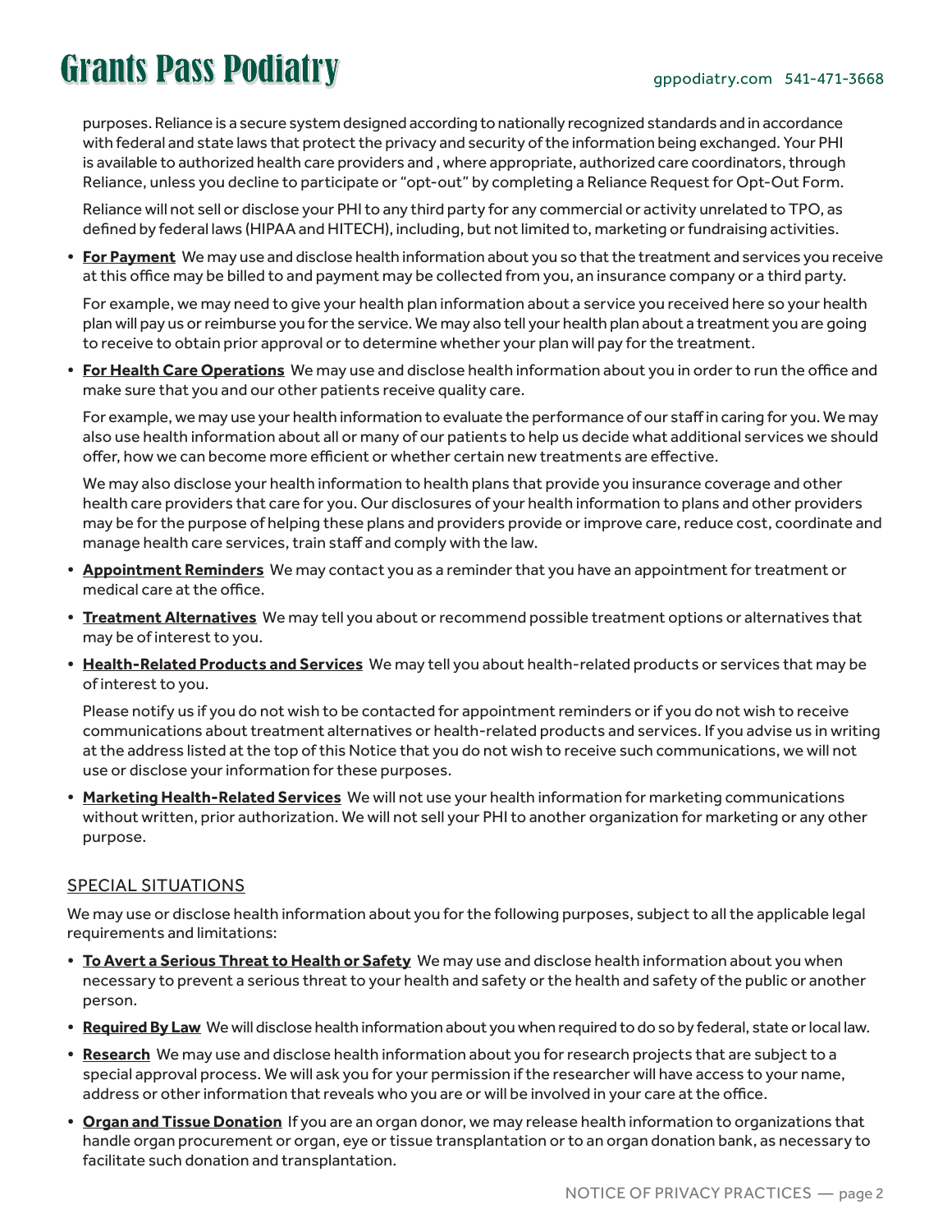purposes. Reliance is a secure system designed according to nationally recognized standards and in accordance with federal and state laws that protect the privacy and security of the information being exchanged. Your PHI is available to authorized health care providers and , where appropriate, authorized care coordinators, through Reliance, unless you decline to participate or "opt-out" by completing a Reliance Request for Opt-Out Form.

Reliance will not sell or disclose your PHI to any third party for any commercial or activity unrelated to TPO, as defined by federal laws (HIPAA and HITECH), including, but not limited to, marketing or fundraising activities.

- **For Payment** We may use and disclose health information about you so that the treatment and services you receive at this office may be billed to and payment may be collected from you, an insurance company or a third party.

  For example, we may need to give your health plan information about a service you received here so your health plan will pay us or reimburse you for the service. We may also tell your health plan about a treatment you are going to receive to obtain prior approval or to determine whether your plan will pay for the treatment.

- **For Health Care Operations** We may use and disclose health information about you in order to run the office and make sure that you and our other patients receive quality care.

  For example, we may use your health information to evaluate the performance of our staff in caring for you. We may also use health information about all or many of our patients to help us decide what additional services we should offer, how we can become more efficient or whether certain new treatments are effective.

  We may also disclose your health information to health plans that provide you insurance coverage and other health care providers that care for you. Our disclosures of your health information to plans and other providers may be for the purpose of helping these plans and providers provide or improve care, reduce cost, coordinate and manage health care services, train staff and comply with the law.

- **Appointment Reminders** We may contact you as a reminder that you have an appointment for treatment or medical care at the office.

- **Treatment Alternatives** We may tell you about or recommend possible treatment options or alternatives that may be of interest to you.

- **Health-Related Products and Services** We may tell you about health-related products or services that may be of interest to you.

  Please notify us if you do not wish to be contacted for appointment reminders or if you do not wish to receive communications about treatment alternatives or health-related products and services. If you advise us in writing at the address listed at the top of this Notice that you do not wish to receive such communications, we will not use or disclose your information for these purposes.

- **Marketing Health-Related Services** We will not use your health information for marketing communications without written, prior authorization. We will not sell your PHI to another organization for marketing or any other purpose.

## SPECIAL SITUATIONS

We may use or disclose health information about you for the following purposes, subject to all the applicable legal requirements and limitations:

- **To Avert a Serious Threat to Health or Safety** We may use and disclose health information about you when necessary to prevent a serious threat to your health and safety or the health and safety of the public or another person.

- **Required By Law** We will disclose health information about you when required to do so by federal, state or local law.

- **Research** We may use and disclose health information about you for research projects that are subject to a special approval process. We will ask you for your permission if the researcher will have access to your name, address or other information that reveals who you are or will be involved in your care at the office.

- **Organ and Tissue Donation** If you are an organ donor, we may release health information to organizations that handle organ procurement or organ, eye or tissue transplantation or to an organ donation bank, as necessary to facilitate such donation and transplantation.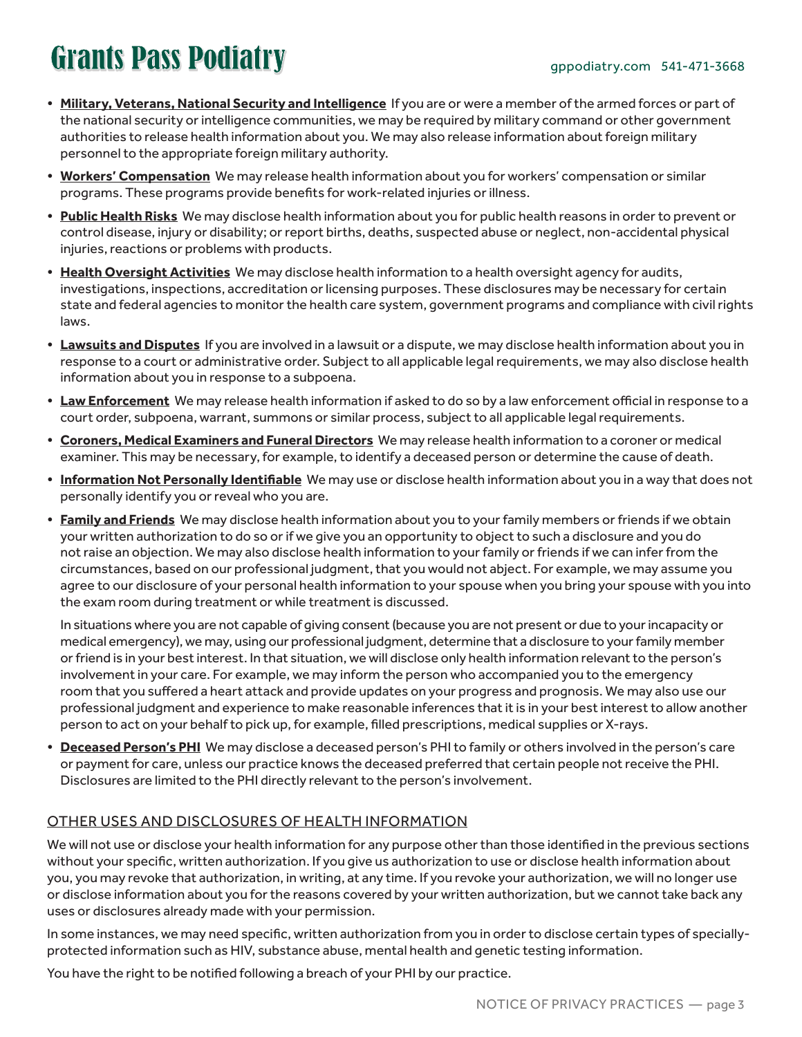- **Military, Veterans, National Security and Intelligence** If you are or were a member of the armed forces or part of the national security or intelligence communities, we may be required by military command or other government authorities to release health information about you. We may also release information about foreign military personnel to the appropriate foreign military authority.
- **Workers' Compensation** We may release health information about you for workers' compensation or similar programs. These programs provide benefits for work-related injuries or illness.
- **Public Health Risks** We may disclose health information about you for public health reasons in order to prevent or control disease, injury or disability; or report births, deaths, suspected abuse or neglect, non-accidental physical injuries, reactions or problems with products.
- **Health Oversight Activities** We may disclose health information to a health oversight agency for audits, investigations, inspections, accreditation or licensing purposes. These disclosures may be necessary for certain state and federal agencies to monitor the health care system, government programs and compliance with civil rights laws.
- **Lawsuits and Disputes** If you are involved in a lawsuit or a dispute, we may disclose health information about you in response to a court or administrative order. Subject to all applicable legal requirements, we may also disclose health information about you in response to a subpoena.
- **Law Enforcement** We may release health information if asked to do so by a law enforcement official in response to a court order, subpoena, warrant, summons or similar process, subject to all applicable legal requirements.
- **Coroners, Medical Examiners and Funeral Directors** We may release health information to a coroner or medical examiner. This may be necessary, for example, to identify a deceased person or determine the cause of death.
- **Information Not Personally Identifiable** We may use or disclose health information about you in a way that does not personally identify you or reveal who you are.
- **Family and Friends** We may disclose health information about you to your family members or friends if we obtain your written authorization to do so or if we give you an opportunity to object to such a disclosure and you do not raise an objection. We may also disclose health information to your family or friends if we can infer from the circumstances, based on our professional judgment, that you would not abject. For example, we may assume you agree to our disclosure of your personal health information to your spouse when you bring your spouse with you into the exam room during treatment or while treatment is discussed.

  In situations where you are not capable of giving consent (because you are not present or due to your incapacity or medical emergency), we may, using our professional judgment, determine that a disclosure to your family member or friend is in your best interest. In that situation, we will disclose only health information relevant to the person's involvement in your care. For example, we may inform the person who accompanied you to the emergency room that you suffered a heart attack and provide updates on your progress and prognosis. We may also use our professional judgment and experience to make reasonable inferences that it is in your best interest to allow another person to act on your behalf to pick up, for example, filled prescriptions, medical supplies or X-rays.
- **Deceased Person's PHI** We may disclose a deceased person's PHI to family or others involved in the person's care or payment for care, unless our practice knows the deceased preferred that certain people not receive the PHI. Disclosures are limited to the PHI directly relevant to the person's involvement.

## OTHER USES AND DISCLOSURES OF HEALTH INFORMATION

We will not use or disclose your health information for any purpose other than those identified in the previous sections without your specific, written authorization. If you give us authorization to use or disclose health information about you, you may revoke that authorization, in writing, at any time. If you revoke your authorization, we will no longer use or disclose information about you for the reasons covered by your written authorization, but we cannot take back any uses or disclosures already made with your permission.

In some instances, we may need specific, written authorization from you in order to disclose certain types of specially-protected information such as HIV, substance abuse, mental health and genetic testing information.

You have the right to be notified following a breach of your PHI by our practice.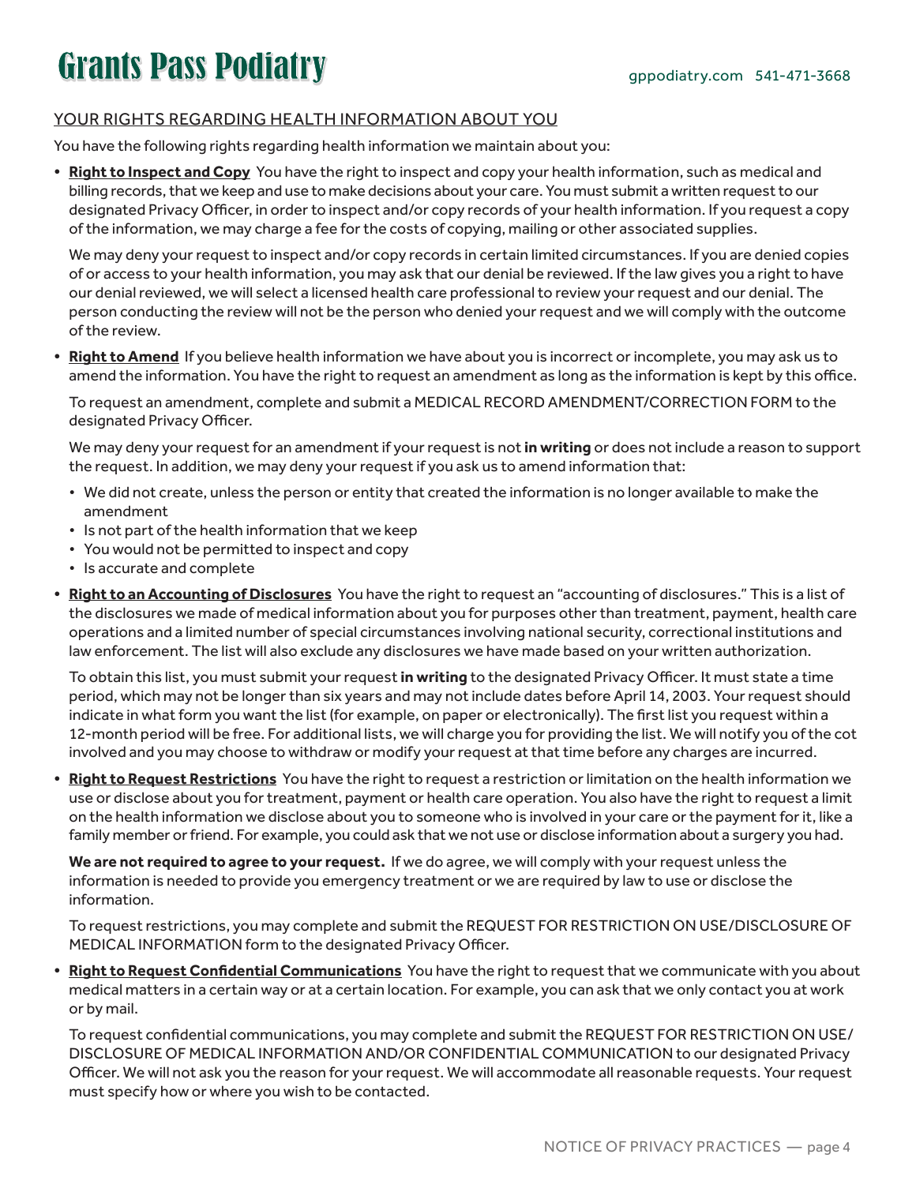## YOUR RIGHTS REGARDING HEALTH INFORMATION ABOUT YOU

You have the following rights regarding health information we maintain about you:

- **Right to Inspect and Copy** You have the right to inspect and copy your health information, such as medical and billing records, that we keep and use to make decisions about your care. You must submit a written request to our designated Privacy Officer, in order to inspect and/or copy records of your health information. If you request a copy of the information, we may charge a fee for the costs of copying, mailing or other associated supplies.

  We may deny your request to inspect and/or copy records in certain limited circumstances. If you are denied copies of or access to your health information, you may ask that our denial be reviewed. If the law gives you a right to have our denial reviewed, we will select a licensed health care professional to review your request and our denial. The person conducting the review will not be the person who denied your request and we will comply with the outcome of the review.

- **Right to Amend** If you believe health information we have about you is incorrect or incomplete, you may ask us to amend the information. You have the right to request an amendment as long as the information is kept by this office.

  To request an amendment, complete and submit a MEDICAL RECORD AMENDMENT/CORRECTION FORM to the designated Privacy Officer.

  We may deny your request for an amendment if your request is not **in writing** or does not include a reason to support the request. In addition, we may deny your request if you ask us to amend information that:

  - We did not create, unless the person or entity that created the information is no longer available to make the amendment
  - Is not part of the health information that we keep
  - You would not be permitted to inspect and copy
  - Is accurate and complete

- **Right to an Accounting of Disclosures** You have the right to request an "accounting of disclosures." This is a list of the disclosures we made of medical information about you for purposes other than treatment, payment, health care operations and a limited number of special circumstances involving national security, correctional institutions and law enforcement. The list will also exclude any disclosures we have made based on your written authorization.

  To obtain this list, you must submit your request **in writing** to the designated Privacy Officer. It must state a time period, which may not be longer than six years and may not include dates before April 14, 2003. Your request should indicate in what form you want the list (for example, on paper or electronically). The first list you request within a 12-month period will be free. For additional lists, we will charge you for providing the list. We will notify you of the cot involved and you may choose to withdraw or modify your request at that time before any charges are incurred.

- **Right to Request Restrictions** You have the right to request a restriction or limitation on the health information we use or disclose about you for treatment, payment or health care operation. You also have the right to request a limit on the health information we disclose about you to someone who is involved in your care or the payment for it, like a family member or friend. For example, you could ask that we not use or disclose information about a surgery you had.

  **We are not required to agree to your request.** If we do agree, we will comply with your request unless the information is needed to provide you emergency treatment or we are required by law to use or disclose the information.

  To request restrictions, you may complete and submit the REQUEST FOR RESTRICTION ON USE/DISCLOSURE OF MEDICAL INFORMATION form to the designated Privacy Officer.

- **Right to Request Confidential Communications** You have the right to request that we communicate with you about medical matters in a certain way or at a certain location. For example, you can ask that we only contact you at work or by mail.

  To request confidential communications, you may complete and submit the REQUEST FOR RESTRICTION ON USE/DISCLOSURE OF MEDICAL INFORMATION AND/OR CONFIDENTIAL COMMUNICATION to our designated Privacy Officer. We will not ask you the reason for your request. We will accommodate all reasonable requests. Your request must specify how or where you wish to be contacted.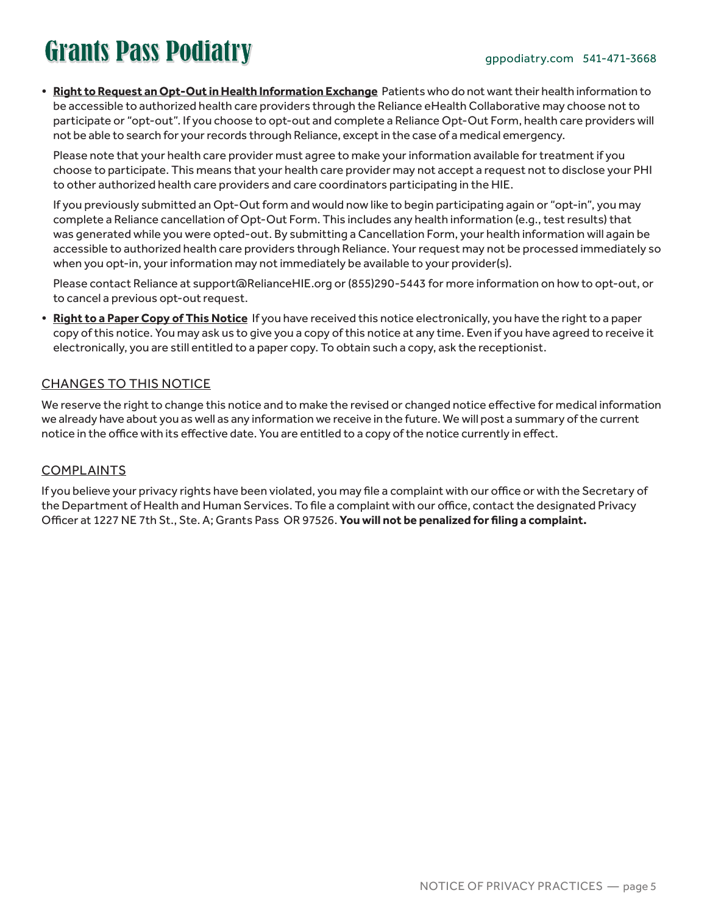- **Right to Request an Opt-Out in Health Information Exchange** Patients who do not want their health information to be accessible to authorized health care providers through the Reliance eHealth Collaborative may choose not to participate or "opt-out". If you choose to opt-out and complete a Reliance Opt-Out Form, health care providers will not be able to search for your records through Reliance, except in the case of a medical emergency.

  Please note that your health care provider must agree to make your information available for treatment if you choose to participate. This means that your health care provider may not accept a request not to disclose your PHI to other authorized health care providers and care coordinators participating in the HIE.

  If you previously submitted an Opt-Out form and would now like to begin participating again or "opt-in", you may complete a Reliance cancellation of Opt-Out Form. This includes any health information (e.g., test results) that was generated while you were opted-out. By submitting a Cancellation Form, your health information will again be accessible to authorized health care providers through Reliance. Your request may not be processed immediately so when you opt-in, your information may not immediately be available to your provider(s).

  Please contact Reliance at support@RelianceHIE.org or (855)290-5443 for more information on how to opt-out, or to cancel a previous opt-out request.

- **Right to a Paper Copy of This Notice** If you have received this notice electronically, you have the right to a paper copy of this notice. You may ask us to give you a copy of this notice at any time. Even if you have agreed to receive it electronically, you are still entitled to a paper copy. To obtain such a copy, ask the receptionist.

## CHANGES TO THIS NOTICE

We reserve the right to change this notice and to make the revised or changed notice effective for medical information we already have about you as well as any information we receive in the future. We will post a summary of the current notice in the office with its effective date. You are entitled to a copy of the notice currently in effect.

## COMPLAINTS

If you believe your privacy rights have been violated, you may file a complaint with our office or with the Secretary of the Department of Health and Human Services. To file a complaint with our office, contact the designated Privacy Officer at 1227 NE 7th St., Ste. A; Grants Pass OR 97526. **You will not be penalized for filing a complaint.**